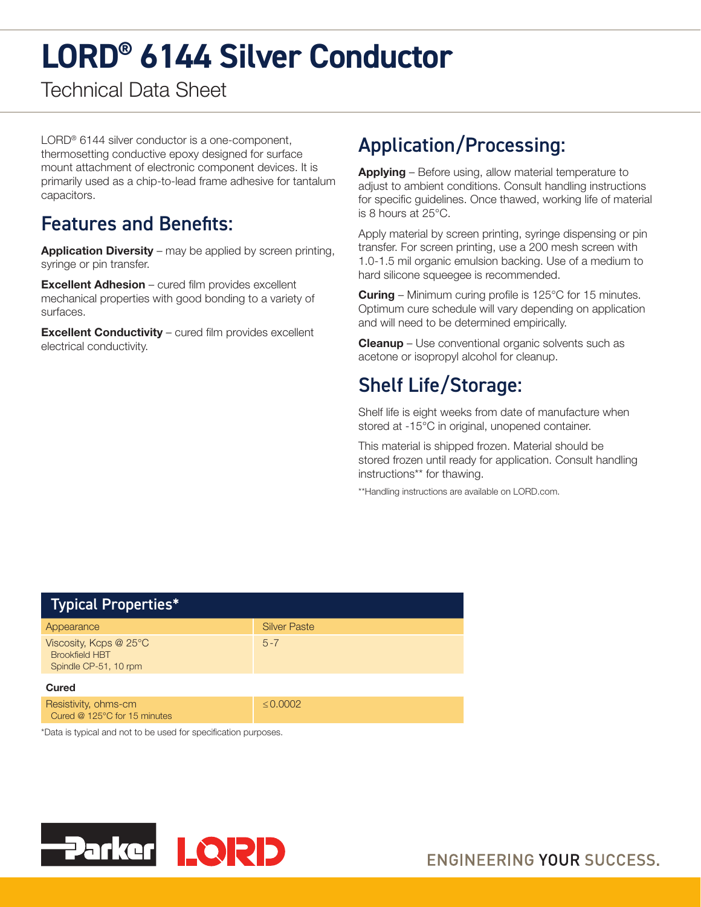# LORD® 6144 Silver Conductor

Technical Data Sheet

LORD® 6144 silver conductor is a one-component, thermosetting conductive epoxy designed for surface mount attachment of electronic component devices. It is primarily used as a chip-to-lead frame adhesive for tantalum capacitors.

## Features and Benefits:

**Application Diversity** – may be applied by screen printing, syringe or pin transfer.

**Excellent Adhesion** – cured film provides excellent mechanical properties with good bonding to a variety of surfaces.

**Excellent Conductivity** – cured film provides excellent electrical conductivity.

## Application/Processing:

**Applying** – Before using, allow material temperature to adjust to ambient conditions. Consult handling instructions for specific guidelines. Once thawed, working life of material is 8 hours at 25°C.

Apply material by screen printing, syringe dispensing or pin transfer. For screen printing, use a 200 mesh screen with 1.0-1.5 mil organic emulsion backing. Use of a medium to hard silicone squeegee is recommended.

**Curing** – Minimum curing profile is 125°C for 15 minutes. Optimum cure schedule will vary depending on application and will need to be determined empirically.

**Cleanup** – Use conventional organic solvents such as acetone or isopropyl alcohol for cleanup.

## Shelf Life/Storage:

Shelf life is eight weeks from date of manufacture when stored at -15°C in original, unopened container.

This material is shipped frozen. Material should be stored frozen until ready for application. Consult handling instructions** for thawing.

**Handling instructions are available on LORD.com.

| Typical Properties* | |
|---|---|
| Appearance | Silver Paste |
| Viscosity, Kcps @ 25°C<br>Brookfield HBT<br>Spindle CP-51, 10 rpm | 5-7 |
| **Cured** | |
| Resistivity, ohms-cm<br>Cured @ 125°C for 15 minutes | ≤0.0002 |

*Data is typical and not to be used for specification purposes.

ENGINEERING YOUR SUCCESS.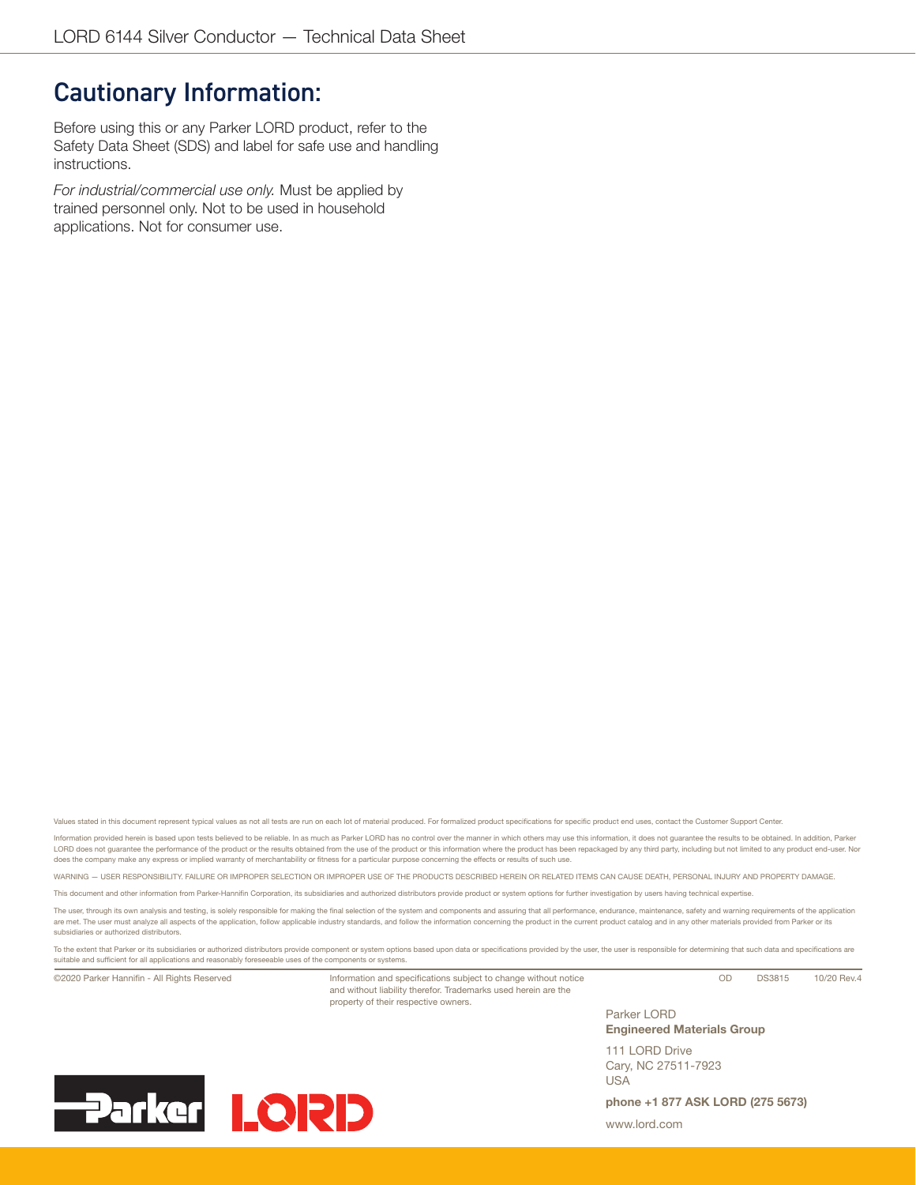## Cautionary Information:

Before using this or any Parker LORD product, refer to the Safety Data Sheet (SDS) and label for safe use and handling instructions.

*For industrial/commercial use only.* Must be applied by trained personnel only. Not to be used in household applications. Not for consumer use.

Values stated in this document represent typical values as not all tests are run on each lot of material produced. For formalized product specifications for specific product end uses, contact the Customer Support Center.

Information provided herein is based upon tests believed to be reliable. In as much as Parker LORD has no control over the manner in which others may use this information, it does not guarantee the results to be obtained. In addition, Parker LORD does not guarantee the performance of the product or the results obtained from the use of the product or this information where the product has been repackaged by any third party, including but not limited to any product end-user. Nor does the company make any express or implied warranty of merchantability or fitness for a particular purpose concerning the effects or results of such use.

WARNING — USER RESPONSIBILITY. FAILURE OR IMPROPER SELECTION OR IMPROPER USE OF THE PRODUCTS DESCRIBED HEREIN OR RELATED ITEMS CAN CAUSE DEATH, PERSONAL INJURY AND PROPERTY DAMAGE.

This document and other information from Parker-Hannifin Corporation, its subsidiaries and authorized distributors provide product or system options for further investigation by users having technical expertise.

The user, through its own analysis and testing, is solely responsible for making the final selection of the system and components and assuring that all performance, endurance, maintenance, safety and warning requirements of the application are met. The user must analyze all aspects of the application, follow applicable industry standards, and follow the information concerning the product in the current product catalog and in any other materials provided from Parker or its subsidiaries or authorized distributors.

To the extent that Parker or its subsidiaries or authorized distributors provide component or system options based upon data or specifications provided by the user, the user is responsible for determining that such data and specifications are suitable and sufficient for all applications and reasonably foreseeable uses of the components or systems.

©2020 Parker Hannifin - All Rights Reserved

Information and specifications subject to change without notice and without liability therefor. Trademarks used herein are the property of their respective owners.

OD DS3815 10/20 Rev.4

Parker LORD
**Engineered Materials Group**

111 LORD Drive
Cary, NC 27511-7923
USA

**phone +1 877 ASK LORD (275 5673)**

www.lord.com